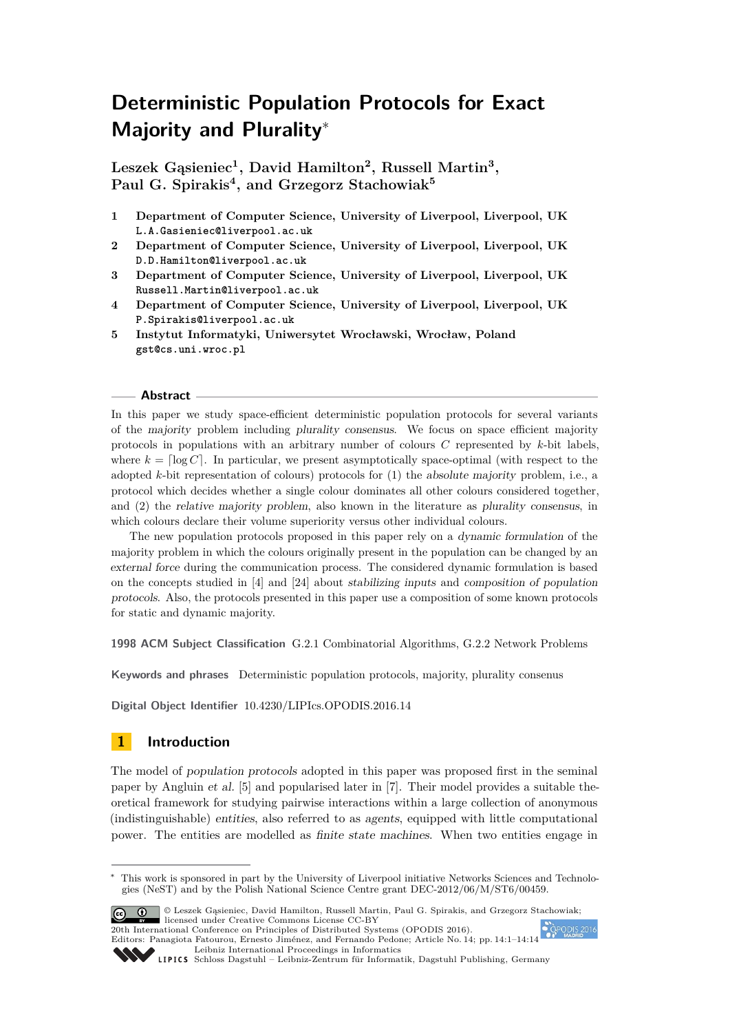# Deterministic Population Protocols for Exact Majority and Plurality*

**Leszek Gąsieniec[1], David Hamilton[2], Russell Martin[3], Paul G. Spirakis[4], and Grzegorz Stachowiak[5]**

1. **Department of Computer Science, University of Liverpool, Liverpool, UK**
   `L.A.Gasieniec@liverpool.ac.uk`
2. **Department of Computer Science, University of Liverpool, Liverpool, UK**
   `D.D.Hamilton@liverpool.ac.uk`
3. **Department of Computer Science, University of Liverpool, Liverpool, UK**
   `Russell.Martin@liverpool.ac.uk`
4. **Department of Computer Science, University of Liverpool, Liverpool, UK**
   `P.Spirakis@liverpool.ac.uk`
5. **Instytut Informatyki, Uniwersytet Wrocławski, Wrocław, Poland**
   `gst@cs.uni.wroc.pl`

## Abstract

In this paper we study space-efficient deterministic population protocols for several variants of the *majority* problem including *plurality consensus*. We focus on space efficient majority protocols in populations with an arbitrary number of colours $C$ represented by $k$-bit labels, where $k = \lceil \log C \rceil$. In particular, we present asymptotically space-optimal (with respect to the adopted $k$-bit representation of colours) protocols for (1) the *absolute majority* problem, i.e., a protocol which decides whether a single colour dominates all other colours considered together, and (2) the *relative majority problem*, also known in the literature as *plurality consensus*, in which colours declare their volume superiority versus other individual colours.

The new population protocols proposed in this paper rely on a *dynamic formulation* of the majority problem in which the colours originally present in the population can be changed by an *external force* during the communication process. The considered dynamic formulation is based on the concepts studied in [4] and [24] about *stabilizing inputs* and *composition of population protocols*. Also, the protocols presented in this paper use a composition of some known protocols for static and dynamic majority.

**1998 ACM Subject Classification** G.2.1 Combinatorial Algorithms, G.2.2 Network Problems

**Keywords and phrases** Deterministic population protocols, majority, plurality consenus

**Digital Object Identifier** 10.4230/LIPIcs.OPODIS.2016.14

## 1 Introduction

The model of *population protocols* adopted in this paper was proposed first in the seminal paper by Angluin *et al.* [5] and popularised later in [7]. Their model provides a suitable theoretical framework for studying pairwise interactions within a large collection of anonymous (indistinguishable) *entities*, also referred to as *agents*, equipped with little computational power. The entities are modelled as *finite state machines*. When two entities engage in

---

* This work is sponsored in part by the University of Liverpool initiative Networks Sciences and Technologies (NeST) and by the Polish National Science Centre grant DEC-2012/06/M/ST6/00459.

© Leszek Gąsieniec, David Hamilton, Russell Martin, Paul G. Spirakis, and Grzegorz Stachowiak; licensed under Creative Commons License CC-BY
20th International Conference on Principles of Distributed Systems (OPODIS 2016).
Editors: Panagiota Fatourou, Ernesto Jiménez, and Fernando Pedone; Article No. 14; pp. 14:1–14:14
Leibniz International Proceedings in Informatics
Schloss Dagstuhl – Leibniz-Zentrum für Informatik, Dagstuhl Publishing, Germany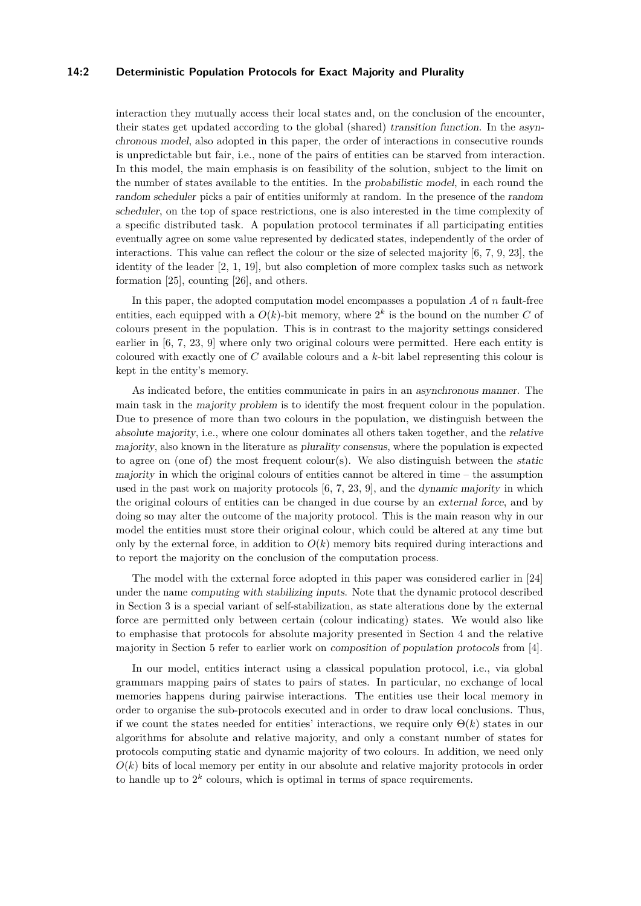interaction they mutually access their local states and, on the conclusion of the encounter, their states get updated according to the global (shared) *transition function*. In the *asynchronous model*, also adopted in this paper, the order of interactions in consecutive rounds is unpredictable but fair, i.e., none of the pairs of entities can be starved from interaction. In this model, the main emphasis is on feasibility of the solution, subject to the limit on the number of states available to the entities. In the *probabilistic model*, in each round the *random scheduler* picks a pair of entities uniformly at random. In the presence of the *random scheduler*, on the top of space restrictions, one is also interested in the time complexity of a specific distributed task. A population protocol terminates if all participating entities eventually agree on some value represented by dedicated states, independently of the order of interactions. This value can reflect the colour or the size of selected majority [6, 7, 9, 23], the identity of the leader [2, 1, 19], but also completion of more complex tasks such as network formation [25], counting [26], and others.

In this paper, the adopted computation model encompasses a population $A$ of $n$ fault-free entities, each equipped with a $O(k)$-bit memory, where $2^k$ is the bound on the number $C$ of colours present in the population. This is in contrast to the majority settings considered earlier in [6, 7, 23, 9] where only two original colours were permitted. Here each entity is coloured with exactly one of $C$ available colours and a $k$-bit label representing this colour is kept in the entity's memory.

As indicated before, the entities communicate in pairs in an *asynchronous manner*. The main task in the *majority problem* is to identify the most frequent colour in the population. Due to presence of more than two colours in the population, we distinguish between the *absolute majority*, i.e., where one colour dominates all others taken together, and the *relative majority*, also known in the literature as *plurality consensus*, where the population is expected to agree on (one of) the most frequent colour(s). We also distinguish between the *static majority* in which the original colours of entities cannot be altered in time – the assumption used in the past work on majority protocols [6, 7, 23, 9], and the *dynamic majority* in which the original colours of entities can be changed in due course by an *external force*, and by doing so may alter the outcome of the majority protocol. This is the main reason why in our model the entities must store their original colour, which could be altered at any time but only by the external force, in addition to $O(k)$ memory bits required during interactions and to report the majority on the conclusion of the computation process.

The model with the external force adopted in this paper was considered earlier in [24] under the name *computing with stabilizing inputs*. Note that the dynamic protocol described in Section 3 is a special variant of self-stabilization, as state alterations done by the external force are permitted only between certain (colour indicating) states. We would also like to emphasise that protocols for absolute majority presented in Section 4 and the relative majority in Section 5 refer to earlier work on *composition of population protocols* from [4].

In our model, entities interact using a classical population protocol, i.e., via global grammars mapping pairs of states to pairs of states. In particular, no exchange of local memories happens during pairwise interactions. The entities use their local memory in order to organise the sub-protocols executed and in order to draw local conclusions. Thus, if we count the states needed for entities' interactions, we require only $\Theta(k)$ states in our algorithms for absolute and relative majority, and only a constant number of states for protocols computing static and dynamic majority of two colours. In addition, we need only $O(k)$ bits of local memory per entity in our absolute and relative majority protocols in order to handle up to $2^k$ colours, which is optimal in terms of space requirements.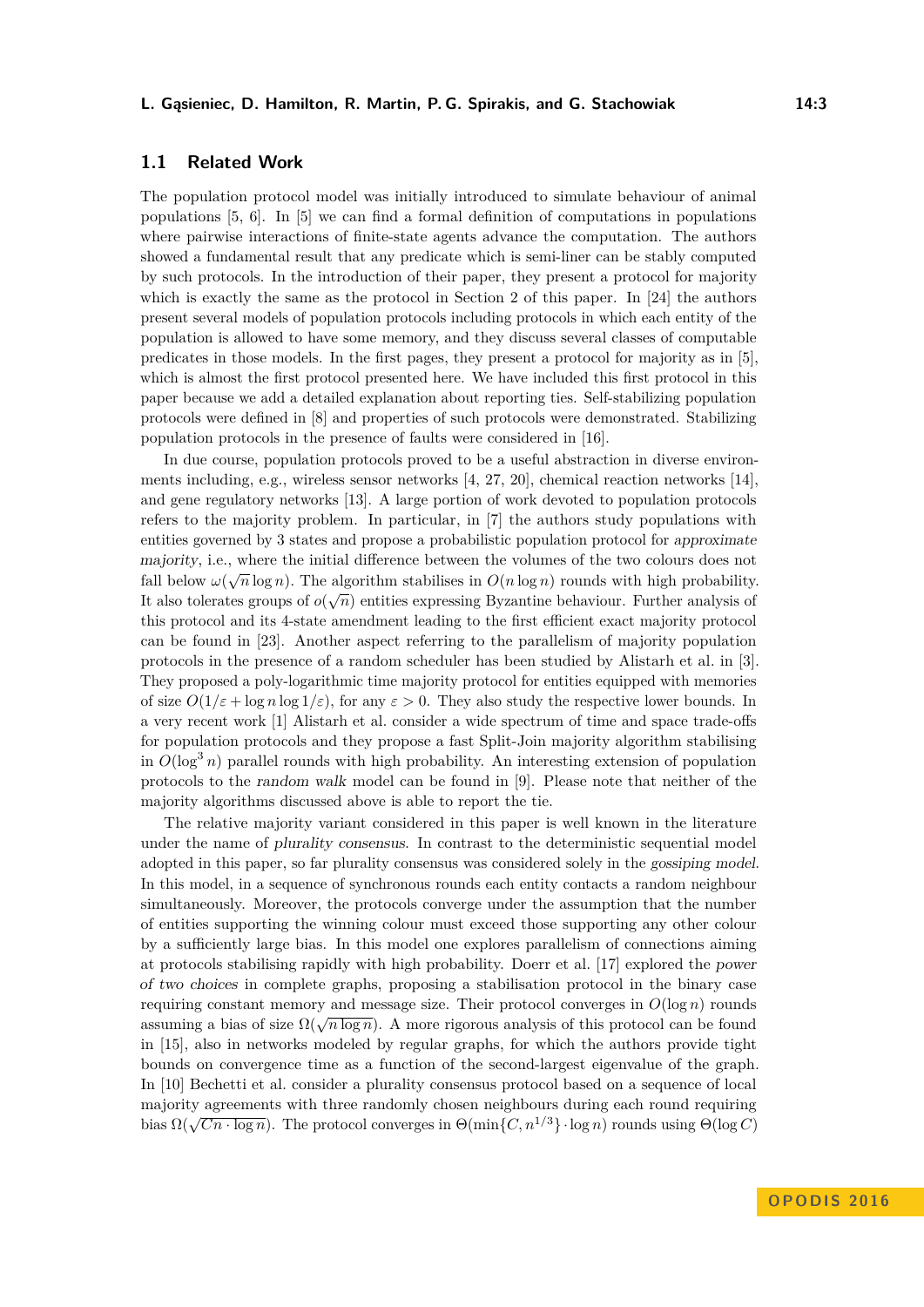## 1.1 Related Work

The population protocol model was initially introduced to simulate behaviour of animal populations [5, 6]. In [5] we can find a formal definition of computations in populations where pairwise interactions of finite-state agents advance the computation. The authors showed a fundamental result that any predicate which is semi-liner can be stably computed by such protocols. In the introduction of their paper, they present a protocol for majority which is exactly the same as the protocol in Section 2 of this paper. In [24] the authors present several models of population protocols including protocols in which each entity of the population is allowed to have some memory, and they discuss several classes of computable predicates in those models. In the first pages, they present a protocol for majority as in [5], which is almost the first protocol presented here. We have included this first protocol in this paper because we add a detailed explanation about reporting ties. Self-stabilizing population protocols were defined in [8] and properties of such protocols were demonstrated. Stabilizing population protocols in the presence of faults were considered in [16].

In due course, population protocols proved to be a useful abstraction in diverse environments including, e.g., wireless sensor networks [4, 27, 20], chemical reaction networks [14], and gene regulatory networks [13]. A large portion of work devoted to population protocols refers to the majority problem. In particular, in [7] the authors study populations with entities governed by 3 states and propose a probabilistic population protocol for *approximate majority*, i.e., where the initial difference between the volumes of the two colours does not fall below $\omega(\sqrt{n}\log n)$. The algorithm stabilises in $O(n\log n)$ rounds with high probability. It also tolerates groups of $o(\sqrt{n})$ entities expressing Byzantine behaviour. Further analysis of this protocol and its 4-state amendment leading to the first efficient exact majority protocol can be found in [23]. Another aspect referring to the parallelism of majority population protocols in the presence of a random scheduler has been studied by Alistarh et al. in [3]. They proposed a poly-logarithmic time majority protocol for entities equipped with memories of size $O(1/\varepsilon + \log n \log 1/\varepsilon)$, for any $\varepsilon > 0$. They also study the respective lower bounds. In a very recent work [1] Alistarh et al. consider a wide spectrum of time and space trade-offs for population protocols and they propose a fast Split-Join majority algorithm stabilising in $O(\log^3 n)$ parallel rounds with high probability. An interesting extension of population protocols to the *random walk* model can be found in [9]. Please note that neither of the majority algorithms discussed above is able to report the tie.

The relative majority variant considered in this paper is well known in the literature under the name of *plurality consensus*. In contrast to the deterministic sequential model adopted in this paper, so far plurality consensus was considered solely in the *gossiping model*. In this model, in a sequence of synchronous rounds each entity contacts a random neighbour simultaneously. Moreover, the protocols converge under the assumption that the number of entities supporting the winning colour must exceed those supporting any other colour by a sufficiently large bias. In this model one explores parallelism of connections aiming at protocols stabilising rapidly with high probability. Doerr et al. [17] explored the *power of two choices* in complete graphs, proposing a stabilisation protocol in the binary case requiring constant memory and message size. Their protocol converges in $O(\log n)$ rounds assuming a bias of size $\Omega(\sqrt{n\log n})$. A more rigorous analysis of this protocol can be found in [15], also in networks modeled by regular graphs, for which the authors provide tight bounds on convergence time as a function of the second-largest eigenvalue of the graph. In [10] Bechetti et al. consider a plurality consensus protocol based on a sequence of local majority agreements with three randomly chosen neighbours during each round requiring bias $\Omega(\sqrt{Cn}\cdot\log n)$. The protocol converges in $\Theta(\min\{C, n^{1/3}\}\cdot\log n)$ rounds using $\Theta(\log C)$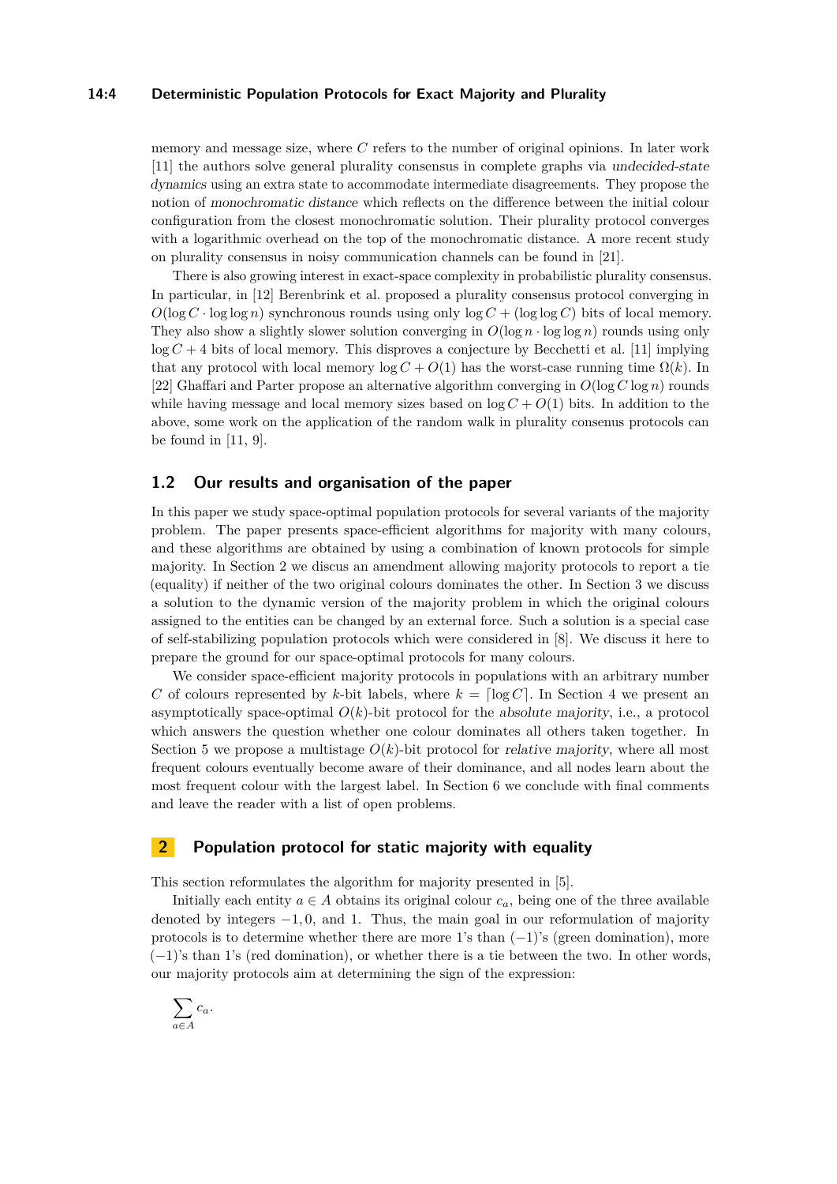memory and message size, where $C$ refers to the number of original opinions. In later work [11] the authors solve general plurality consensus in complete graphs via *undecided-state dynamics* using an extra state to accommodate intermediate disagreements. They propose the notion of *monochromatic distance* which reflects on the difference between the initial colour configuration from the closest monochromatic solution. Their plurality protocol converges with a logarithmic overhead on the top of the monochromatic distance. A more recent study on plurality consensus in noisy communication channels can be found in [21].

There is also growing interest in exact-space complexity in probabilistic plurality consensus. In particular, in [12] Berenbrink et al. proposed a plurality consensus protocol converging in $O(\log C \cdot \log \log n)$ synchronous rounds using only $\log C + (\log \log C)$ bits of local memory. They also show a slightly slower solution converging in $O(\log n \cdot \log \log n)$ rounds using only $\log C + 4$ bits of local memory. This disproves a conjecture by Becchetti et al. [11] implying that any protocol with local memory $\log C + O(1)$ has the worst-case running time $\Omega(k)$. In [22] Ghaffari and Parter propose an alternative algorithm converging in $O(\log C \log n)$ rounds while having message and local memory sizes based on $\log C + O(1)$ bits. In addition to the above, some work on the application of the random walk in plurality consenus protocols can be found in [11, 9].

## 1.2 Our results and organisation of the paper

In this paper we study space-optimal population protocols for several variants of the majority problem. The paper presents space-efficient algorithms for majority with many colours, and these algorithms are obtained by using a combination of known protocols for simple majority. In Section 2 we discus an amendment allowing majority protocols to report a tie (equality) if neither of the two original colours dominates the other. In Section 3 we discuss a solution to the dynamic version of the majority problem in which the original colours assigned to the entities can be changed by an external force. Such a solution is a special case of self-stabilizing population protocols which were considered in [8]. We discuss it here to prepare the ground for our space-optimal protocols for many colours.

We consider space-efficient majority protocols in populations with an arbitrary number $C$ of colours represented by $k$-bit labels, where $k = \lceil \log C \rceil$. In Section 4 we present an asymptotically space-optimal $O(k)$-bit protocol for the *absolute majority*, i.e., a protocol which answers the question whether one colour dominates all others taken together. In Section 5 we propose a multistage $O(k)$-bit protocol for *relative majority*, where all most frequent colours eventually become aware of their dominance, and all nodes learn about the most frequent colour with the largest label. In Section 6 we conclude with final comments and leave the reader with a list of open problems.

# 2 Population protocol for static majority with equality

This section reformulates the algorithm for majority presented in [5].

Initially each entity $a \in A$ obtains its original colour $c_a$, being one of the three available denoted by integers $-1, 0$, and 1. Thus, the main goal in our reformulation of majority protocols is to determine whether there are more 1's than $(-1)$'s (green domination), more $(-1)$'s than 1's (red domination), or whether there is a tie between the two. In other words, our majority protocols aim at determining the sign of the expression:

$$\sum_{a \in A} c_a.$$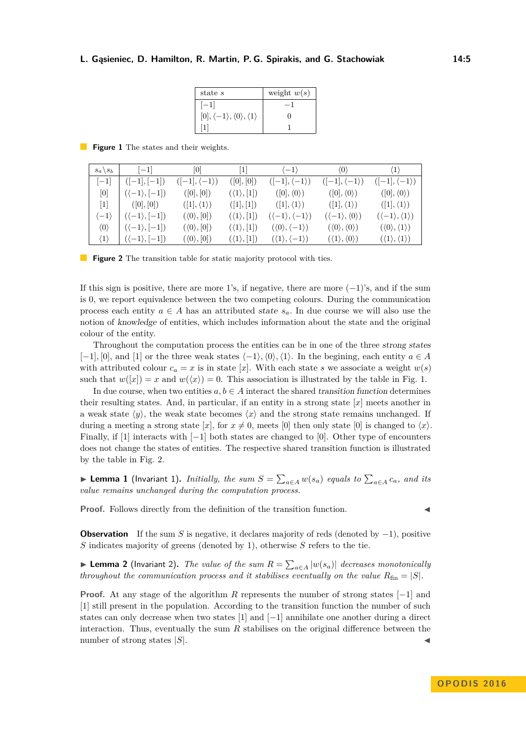| state $s$ | weight $w(s)$ |
|---|---|
| $[-1]$ | $-1$ |
| $[0], \langle -1\rangle, \langle 0\rangle, \langle 1\rangle$ | $0$ |
| $[1]$ | $1$ |

**Figure 1** The states and their weights.

| $s_a \backslash s_b$ | $[-1]$ | $[0]$ | $[1]$ | $\langle -1\rangle$ | $\langle 0\rangle$ | $\langle 1\rangle$ |
|---|---|---|---|---|---|---|
| $[-1]$ | $([-1],[-1])$ | $([-1],\langle -1\rangle)$ | $([0],[0])$ | $([-1],\langle -1\rangle)$ | $([-1],\langle -1\rangle)$ | $([-1],\langle -1\rangle)$ |
| $[0]$ | $(\langle -1\rangle,[-1])$ | $([0],[0])$ | $(\langle 1\rangle,[1])$ | $([0],\langle 0\rangle)$ | $([0],\langle 0\rangle)$ | $([0],\langle 0\rangle)$ |
| $[1]$ | $([0],[0])$ | $([1],\langle 1\rangle)$ | $([1],[1])$ | $([1],\langle 1\rangle)$ | $([1],\langle 1\rangle)$ | $([1],\langle 1\rangle)$ |
| $\langle -1\rangle$ | $(\langle -1\rangle,[-1])$ | $(\langle 0\rangle,[0])$ | $(\langle 1\rangle,[1])$ | $(\langle -1\rangle,\langle -1\rangle)$ | $(\langle -1\rangle,\langle 0\rangle)$ | $(\langle -1\rangle,\langle 1\rangle)$ |
| $\langle 0\rangle$ | $(\langle -1\rangle,[-1])$ | $(\langle 0\rangle,[0])$ | $(\langle 1\rangle,[1])$ | $(\langle 0\rangle,\langle -1\rangle)$ | $(\langle 0\rangle,\langle 0\rangle)$ | $(\langle 0\rangle,\langle 1\rangle)$ |
| $\langle 1\rangle$ | $(\langle -1\rangle,[-1])$ | $(\langle 0\rangle,[0])$ | $(\langle 1\rangle,[1])$ | $(\langle 1\rangle,\langle -1\rangle)$ | $(\langle 1\rangle,\langle 0\rangle)$ | $(\langle 1\rangle,\langle 1\rangle)$ |

**Figure 2** The transition table for static majority protocol with ties.

If this sign is positive, there are more 1's, if negative, there are more $(-1)$'s, and if the sum is 0, we report equivalence between the two competing colours. During the communication process each entity $a \in A$ has an attributed *state* $s_a$. In due course we will also use the notion of *knowledge* of entities, which includes information about the state and the original colour of the entity.

Throughout the computation process the entities can be in one of the three *strong states* $[-1], [0]$, and $[1]$ or the three weak states $\langle -1\rangle, \langle 0\rangle, \langle 1\rangle$. In the begining, each entity $a \in A$ with attributed colour $c_a = x$ is in state $[x]$. With each state $s$ we associate a weight $w(s)$ such that $w([x]) = x$ and $w(\langle x\rangle) = 0$. This association is illustrated by the table in Fig. 1.

In due course, when two entities $a, b \in A$ interact the shared *transition function* determines their resulting states. And, in particular, if an entity in a strong state $[x]$ meets another in a weak state $\langle y\rangle$, the weak state becomes $\langle x\rangle$ and the strong state remains unchanged. If during a meeting a strong state $[x]$, for $x \neq 0$, meets $[0]$ then only state $[0]$ is changed to $\langle x\rangle$. Finally, if $[1]$ interacts with $[-1]$ both states are changed to $[0]$. Other type of encounters does not change the states of entities. The respective shared transition function is illustrated by the table in Fig. 2.

▶ **Lemma 1** (Invariant 1). *Initially, the sum $S = \sum_{a\in A} w(s_a)$ equals to $\sum_{a\in A} c_a$, and its value remains unchanged during the computation process.*

**Proof.** Follows directly from the definition of the transition function. ◀

**Observation** If the sum $S$ is negative, it declares majority of reds (denoted by $-1$), positive $S$ indicates majority of greens (denoted by 1), otherwise $S$ refers to the tie.

▶ **Lemma 2** (Invariant 2). *The value of the sum $R = \sum_{a\in A} |w(s_a)|$ decreases monotonically throughout the communication process and it stabilises eventually on the value $R_{\text{fin}} = |S|$.*

**Proof.** At any stage of the algorithm $R$ represents the number of strong states $[-1]$ and $[1]$ still present in the population. According to the transition function the number of such states can only decrease when two states $[1]$ and $[-1]$ annihilate one another during a direct interaction. Thus, eventually the sum $R$ stabilises on the original difference between the number of strong states $|S|$. ◀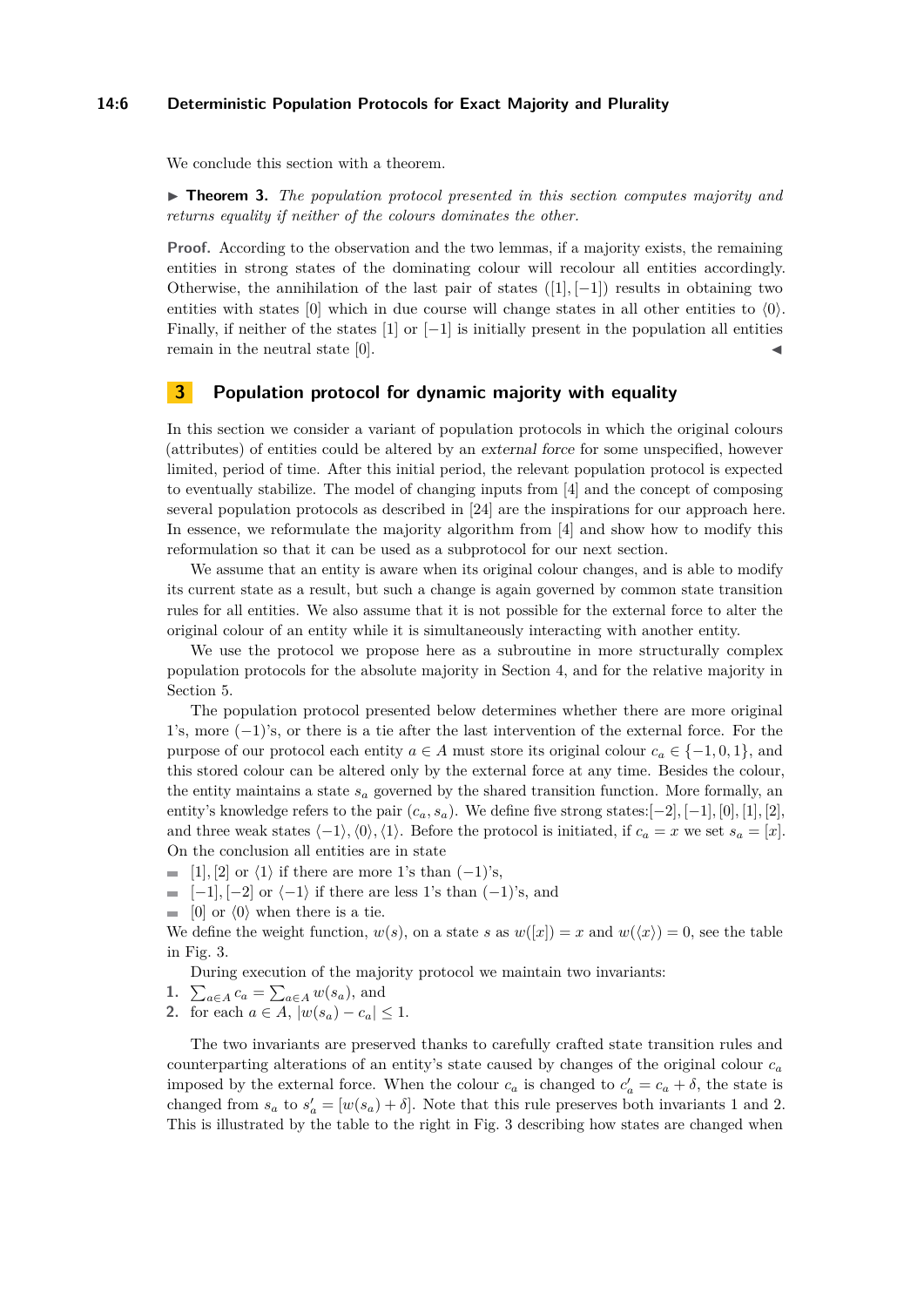We conclude this section with a theorem.

▶ **Theorem 3.** *The population protocol presented in this section computes majority and returns equality if neither of the colours dominates the other.*

**Proof.** According to the observation and the two lemmas, if a majority exists, the remaining entities in strong states of the dominating colour will recolour all entities accordingly. Otherwise, the annihilation of the last pair of states ($[1], [-1]$) results in obtaining two entities with states $[0]$ which in due course will change states in all other entities to $\langle 0 \rangle$. Finally, if neither of the states $[1]$ or $[-1]$ is initially present in the population all entities remain in the neutral state $[0]$. ◀

## 3 Population protocol for dynamic majority with equality

In this section we consider a variant of population protocols in which the original colours (attributes) of entities could be altered by an *external force* for some unspecified, however limited, period of time. After this initial period, the relevant population protocol is expected to eventually stabilize. The model of changing inputs from [4] and the concept of composing several population protocols as described in [24] are the inspirations for our approach here. In essence, we reformulate the majority algorithm from [4] and show how to modify this reformulation so that it can be used as a subprotocol for our next section.

We assume that an entity is aware when its original colour changes, and is able to modify its current state as a result, but such a change is again governed by common state transition rules for all entities. We also assume that it is not possible for the external force to alter the original colour of an entity while it is simultaneously interacting with another entity.

We use the protocol we propose here as a subroutine in more structurally complex population protocols for the absolute majority in Section 4, and for the relative majority in Section 5.

The population protocol presented below determines whether there are more original 1's, more $(-1)$'s, or there is a tie after the last intervention of the external force. For the purpose of our protocol each entity $a \in A$ must store its original colour $c_a \in \{-1, 0, 1\}$, and this stored colour can be altered only by the external force at any time. Besides the colour, the entity maintains a state $s_a$ governed by the shared transition function. More formally, an entity's knowledge refers to the pair $(c_a, s_a)$. We define five strong states:$[-2], [-1], [0], [1], [2]$, and three weak states $\langle -1 \rangle, \langle 0 \rangle, \langle 1 \rangle$. Before the protocol is initiated, if $c_a = x$ we set $s_a = [x]$. On the conclusion all entities are in state

- $[1], [2]$ or $\langle 1 \rangle$ if there are more 1's than $(-1)$'s,
- $[-1], [-2]$ or $\langle -1 \rangle$ if there are less 1's than $(-1)$'s, and
- $[0]$ or $\langle 0 \rangle$ when there is a tie.

We define the weight function, $w(s)$, on a state $s$ as $w([x]) = x$ and $w(\langle x \rangle) = 0$, see the table in Fig. 3.

During execution of the majority protocol we maintain two invariants:

1. $\sum_{a \in A} c_a = \sum_{a \in A} w(s_a)$, and
2. for each $a \in A$, $|w(s_a) - c_a| \leq 1$.

The two invariants are preserved thanks to carefully crafted state transition rules and counterparting alterations of an entity's state caused by changes of the original colour $c_a$ imposed by the external force. When the colour $c_a$ is changed to $c'_a = c_a + \delta$, the state is changed from $s_a$ to $s'_a = [w(s_a) + \delta]$. Note that this rule preserves both invariants 1 and 2. This is illustrated by the table to the right in Fig. 3 describing how states are changed when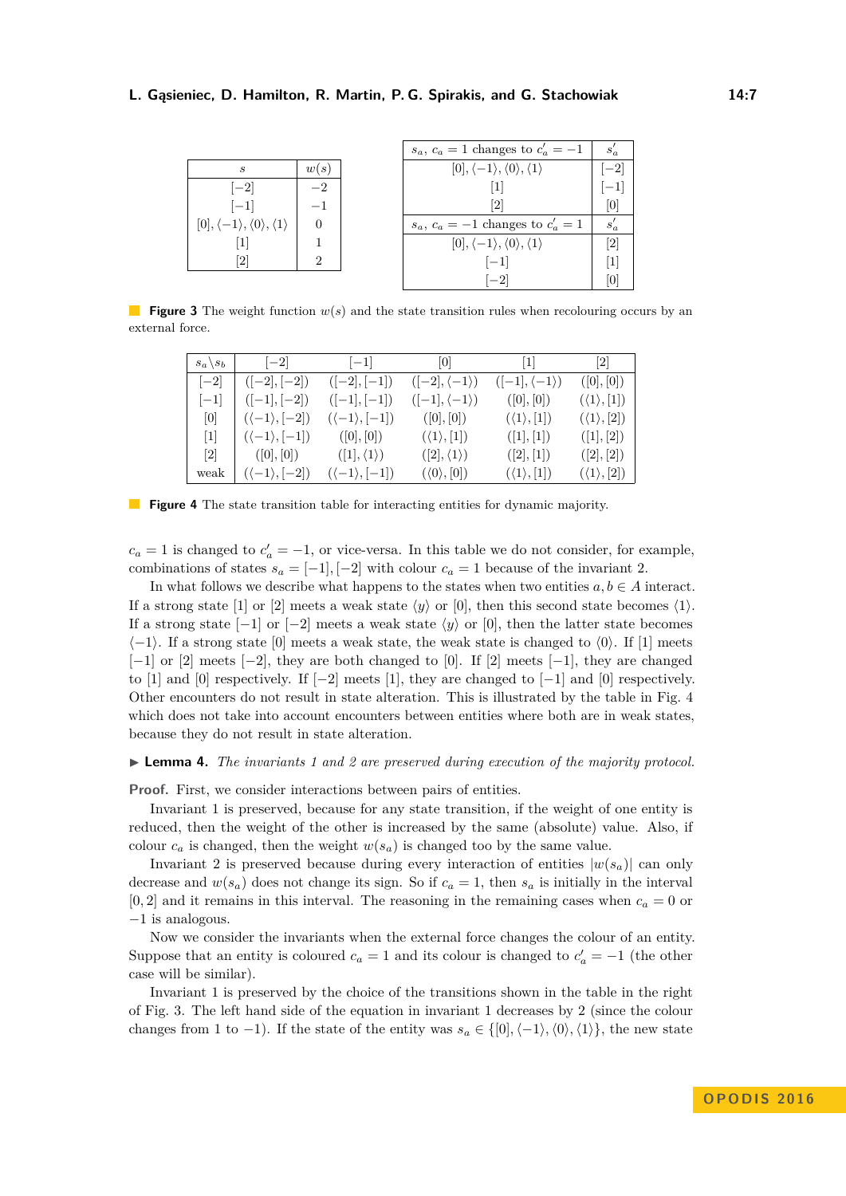| $s$ | $w(s)$ |
|---|---|
| $[-2]$ | $-2$ |
| $[-1]$ | $-1$ |
| $[0], \langle -1 \rangle, \langle 0 \rangle, \langle 1 \rangle$ | $0$ |
| $[1]$ | $1$ |
| $[2]$ | $2$ |

| $s_a$, $c_a = 1$ changes to $c'_a = -1$ | $s'_a$ |
|---|---|
| $[0], \langle -1 \rangle, \langle 0 \rangle, \langle 1 \rangle$ | $[-2]$ |
| $[1]$ | $[-1]$ |
| $[2]$ | $[0]$ |
| $s_a$, $c_a = -1$ changes to $c'_a = 1$ | $s'_a$ |
| $[0], \langle -1 \rangle, \langle 0 \rangle, \langle 1 \rangle$ | $[2]$ |
| $[-1]$ | $[1]$ |
| $[-2]$ | $[0]$ |

**Figure 3** The weight function $w(s)$ and the state transition rules when recolouring occurs by an external force.

| $s_a \backslash s_b$ | $[-2]$ | $[-1]$ | $[0]$ | $[1]$ | $[2]$ |
|---|---|---|---|---|---|
| $[-2]$ | $([-2],[-2])$ | $([-2],[-1])$ | $([-2],\langle -1 \rangle)$ | $([-1],\langle -1 \rangle)$ | $([0],[0])$ |
| $[-1]$ | $([-1],[-2])$ | $([-1],[-1])$ | $([-1],\langle -1 \rangle)$ | $([0],[0])$ | $(\langle 1 \rangle,[1])$ |
| $[0]$ | $(\langle -1 \rangle,[-2])$ | $(\langle -1 \rangle,[-1])$ | $([0],[0])$ | $(\langle 1 \rangle,[1])$ | $(\langle 1 \rangle,[2])$ |
| $[1]$ | $(\langle -1 \rangle,[-1])$ | $([0],[0])$ | $(\langle 1 \rangle,[1])$ | $([1],[1])$ | $([1],[2])$ |
| $[2]$ | $([0],[0])$ | $([1],\langle 1 \rangle)$ | $([2],\langle 1 \rangle)$ | $([2],[1])$ | $([2],[2])$ |
| weak | $(\langle -1 \rangle,[-2])$ | $(\langle -1 \rangle,[-1])$ | $(\langle 0 \rangle,[0])$ | $(\langle 1 \rangle,[1])$ | $(\langle 1 \rangle,[2])$ |

**Figure 4** The state transition table for interacting entities for dynamic majority.

$c_a = 1$ is changed to $c'_a = -1$, or vice-versa. In this table we do not consider, for example, combinations of states $s_a = [-1], [-2]$ with colour $c_a = 1$ because of the invariant 2.

In what follows we describe what happens to the states when two entities $a, b \in A$ interact. If a strong state $[1]$ or $[2]$ meets a weak state $\langle y \rangle$ or $[0]$, then this second state becomes $\langle 1 \rangle$. If a strong state $[-1]$ or $[-2]$ meets a weak state $\langle y \rangle$ or $[0]$, then the latter state becomes $\langle -1 \rangle$. If a strong state $[0]$ meets a weak state, the weak state is changed to $\langle 0 \rangle$. If $[1]$ meets $[-1]$ or $[2]$ meets $[-2]$, they are both changed to $[0]$. If $[2]$ meets $[-1]$, they are changed to $[1]$ and $[0]$ respectively. If $[-2]$ meets $[1]$, they are changed to $[-1]$ and $[0]$ respectively. Other encounters do not result in state alteration. This is illustrated by the table in Fig. 4 which does not take into account encounters between entities where both are in weak states, because they do not result in state alteration.

▶ **Lemma 4.** *The invariants 1 and 2 are preserved during execution of the majority protocol.*

**Proof.** First, we consider interactions between pairs of entities.

Invariant 1 is preserved, because for any state transition, if the weight of one entity is reduced, then the weight of the other is increased by the same (absolute) value. Also, if colour $c_a$ is changed, then the weight $w(s_a)$ is changed too by the same value.

Invariant 2 is preserved because during every interaction of entities $|w(s_a)|$ can only decrease and $w(s_a)$ does not change its sign. So if $c_a = 1$, then $s_a$ is initially in the interval $[0, 2]$ and it remains in this interval. The reasoning in the remaining cases when $c_a = 0$ or $-1$ is analogous.

Now we consider the invariants when the external force changes the colour of an entity. Suppose that an entity is coloured $c_a = 1$ and its colour is changed to $c'_a = -1$ (the other case will be similar).

Invariant 1 is preserved by the choice of the transitions shown in the table in the right of Fig. 3. The left hand side of the equation in invariant 1 decreases by 2 (since the colour changes from 1 to $-1$). If the state of the entity was $s_a \in \{[0], \langle -1 \rangle, \langle 0 \rangle, \langle 1 \rangle\}$, the new state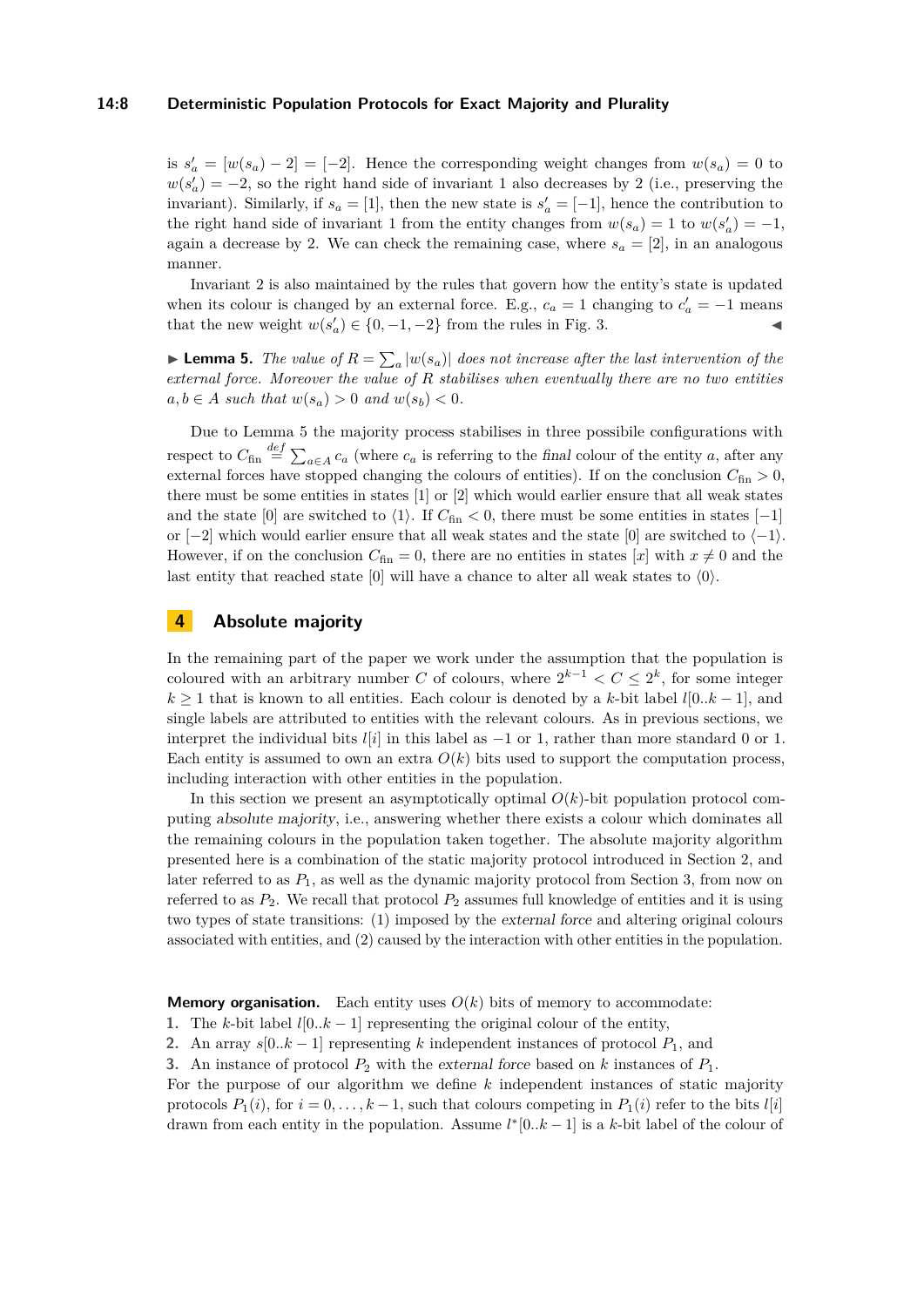is $s'_a = [w(s_a) - 2] = [-2]$. Hence the corresponding weight changes from $w(s_a) = 0$ to $w(s'_a) = -2$, so the right hand side of invariant 1 also decreases by 2 (i.e., preserving the invariant). Similarly, if $s_a = [1]$, then the new state is $s'_a = [-1]$, hence the contribution to the right hand side of invariant 1 from the entity changes from $w(s_a) = 1$ to $w(s'_a) = -1$, again a decrease by 2. We can check the remaining case, where $s_a = [2]$, in an analogous manner.

Invariant 2 is also maintained by the rules that govern how the entity's state is updated when its colour is changed by an external force. E.g., $c_a = 1$ changing to $c'_a = -1$ means that the new weight $w(s'_a) \in \{0, -1, -2\}$ from the rules in Fig. 3. ◀

▶ **Lemma 5.** *The value of $R = \sum_a |w(s_a)|$ does not increase after the last intervention of the external force. Moreover the value of $R$ stabilises when eventually there are no two entities $a, b \in A$ such that $w(s_a) > 0$ and $w(s_b) < 0$.*

Due to Lemma 5 the majority process stabilises in three possibile configurations with respect to $C_{\text{fin}} \stackrel{def}{=} \sum_{a \in A} c_a$ (where $c_a$ is referring to the *final* colour of the entity $a$, after any external forces have stopped changing the colours of entities). If on the conclusion $C_{\text{fin}} > 0$, there must be some entities in states $[1]$ or $[2]$ which would earlier ensure that all weak states and the state $[0]$ are switched to $\langle 1 \rangle$. If $C_{\text{fin}} < 0$, there must be some entities in states $[-1]$ or $[-2]$ which would earlier ensure that all weak states and the state $[0]$ are switched to $\langle -1 \rangle$. However, if on the conclusion $C_{\text{fin}} = 0$, there are no entities in states $[x]$ with $x \neq 0$ and the last entity that reached state $[0]$ will have a chance to alter all weak states to $\langle 0 \rangle$.

## 4 Absolute majority

In the remaining part of the paper we work under the assumption that the population is coloured with an arbitrary number $C$ of colours, where $2^{k-1} < C \leq 2^k$, for some integer $k \geq 1$ that is known to all entities. Each colour is denoted by a $k$-bit label $l[0..k-1]$, and single labels are attributed to entities with the relevant colours. As in previous sections, we interpret the individual bits $l[i]$ in this label as $-1$ or $1$, rather than more standard 0 or 1. Each entity is assumed to own an extra $O(k)$ bits used to support the computation process, including interaction with other entities in the population.

In this section we present an asymptotically optimal $O(k)$-bit population protocol computing *absolute majority*, i.e., answering whether there exists a colour which dominates all the remaining colours in the population taken together. The absolute majority algorithm presented here is a combination of the static majority protocol introduced in Section 2, and later referred to as $P_1$, as well as the dynamic majority protocol from Section 3, from now on referred to as $P_2$. We recall that protocol $P_2$ assumes full knowledge of entities and it is using two types of state transitions: (1) imposed by the *external force* and altering original colours associated with entities, and (2) caused by the interaction with other entities in the population.

**Memory organisation.** Each entity uses $O(k)$ bits of memory to accommodate:

1. The $k$-bit label $l[0..k-1]$ representing the original colour of the entity,
2. An array $s[0..k-1]$ representing $k$ independent instances of protocol $P_1$, and
3. An instance of protocol $P_2$ with the *external force* based on $k$ instances of $P_1$.

For the purpose of our algorithm we define $k$ independent instances of static majority protocols $P_1(i)$, for $i = 0, \ldots, k-1$, such that colours competing in $P_1(i)$ refer to the bits $l[i]$ drawn from each entity in the population. Assume $l^*[0..k-1]$ is a $k$-bit label of the colour of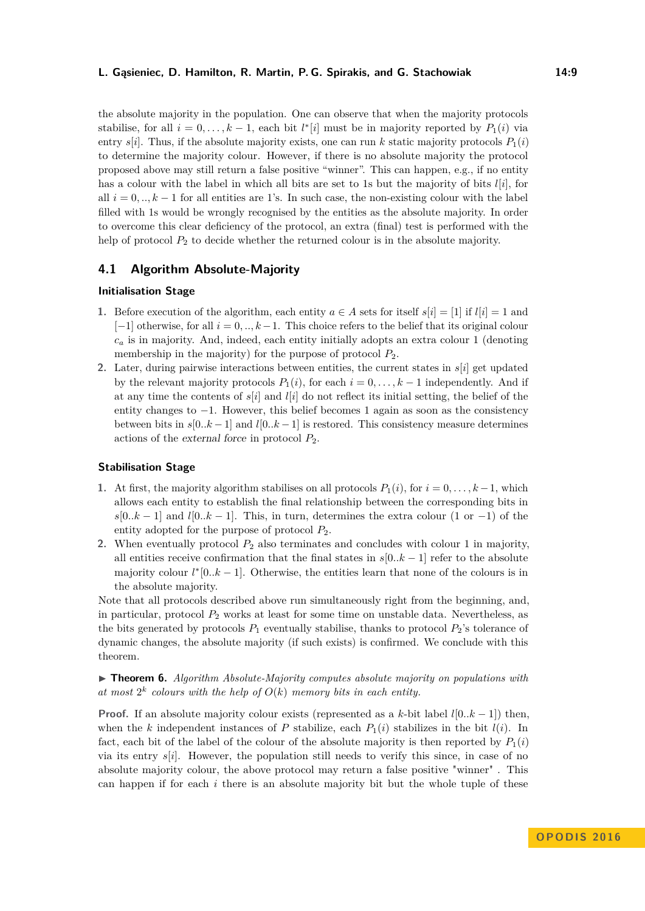the absolute majority in the population. One can observe that when the majority protocols stabilise, for all $i = 0, \ldots, k-1$, each bit $l^*[i]$ must be in majority reported by $P_1(i)$ via entry $s[i]$. Thus, if the absolute majority exists, one can run $k$ static majority protocols $P_1(i)$ to determine the majority colour. However, if there is no absolute majority the protocol proposed above may still return a false positive "winner". This can happen, e.g., if no entity has a colour with the label in which all bits are set to 1s but the majority of bits $l[i]$, for all $i = 0, .., k-1$ for all entities are 1's. In such case, the non-existing colour with the label filled with 1s would be wrongly recognised by the entities as the absolute majority. In order to overcome this clear deficiency of the protocol, an extra (final) test is performed with the help of protocol $P_2$ to decide whether the returned colour is in the absolute majority.

## 4.1 Algorithm Absolute-Majority

### Initialisation Stage

1. Before execution of the algorithm, each entity $a \in A$ sets for itself $s[i] = [1]$ if $l[i] = 1$ and $[-1]$ otherwise, for all $i = 0, .., k-1$. This choice refers to the belief that its original colour $c_a$ is in majority. And, indeed, each entity initially adopts an extra colour 1 (denoting membership in the majority) for the purpose of protocol $P_2$.
2. Later, during pairwise interactions between entities, the current states in $s[i]$ get updated by the relevant majority protocols $P_1(i)$, for each $i = 0, \ldots, k-1$ independently. And if at any time the contents of $s[i]$ and $l[i]$ do not reflect its initial setting, the belief of the entity changes to $-1$. However, this belief becomes 1 again as soon as the consistency between bits in $s[0..k-1]$ and $l[0..k-1]$ is restored. This consistency measure determines actions of the *external force* in protocol $P_2$.

### Stabilisation Stage

1. At first, the majority algorithm stabilises on all protocols $P_1(i)$, for $i = 0, \ldots, k-1$, which allows each entity to establish the final relationship between the corresponding bits in $s[0..k-1]$ and $l[0..k-1]$. This, in turn, determines the extra colour (1 or $-1$) of the entity adopted for the purpose of protocol $P_2$.
2. When eventually protocol $P_2$ also terminates and concludes with colour 1 in majority, all entities receive confirmation that the final states in $s[0..k-1]$ refer to the absolute majority colour $l^*[0..k-1]$. Otherwise, the entities learn that none of the colours is in the absolute majority.

Note that all protocols described above run simultaneously right from the beginning, and, in particular, protocol $P_2$ works at least for some time on unstable data. Nevertheless, as the bits generated by protocols $P_1$ eventually stabilise, thanks to protocol $P_2$'s tolerance of dynamic changes, the absolute majority (if such exists) is confirmed. We conclude with this theorem.

▶ **Theorem 6.** *Algorithm Absolute-Majority computes absolute majority on populations with at most $2^k$ colours with the help of $O(k)$ memory bits in each entity.*

**Proof.** If an absolute majority colour exists (represented as a $k$-bit label $l[0..k-1]$) then, when the $k$ independent instances of $P$ stabilize, each $P_1(i)$ stabilizes in the bit $l(i)$. In fact, each bit of the label of the colour of the absolute majority is then reported by $P_1(i)$ via its entry $s[i]$. However, the population still needs to verify this since, in case of no absolute majority colour, the above protocol may return a false positive "winner" . This can happen if for each $i$ there is an absolute majority bit but the whole tuple of these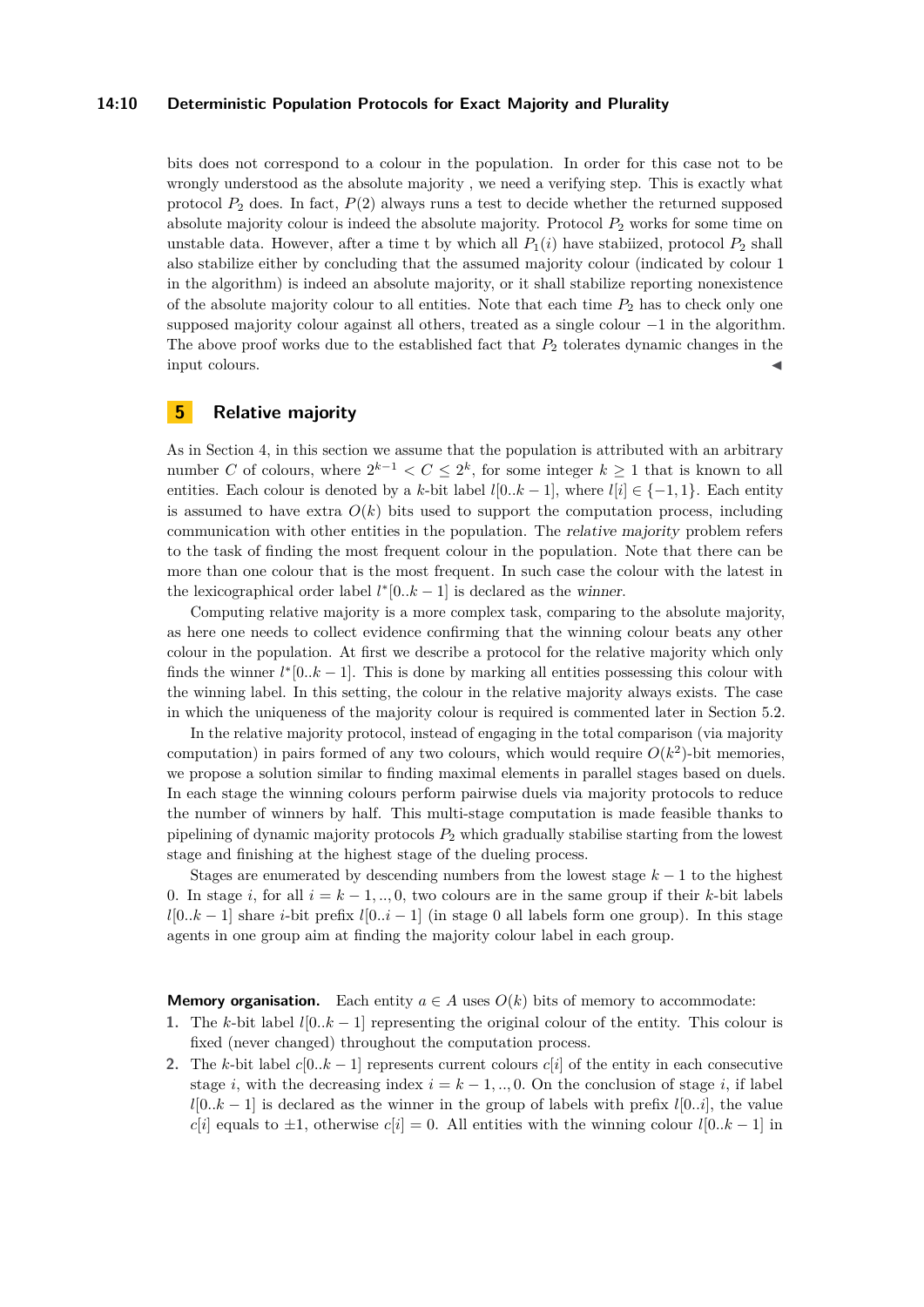bits does not correspond to a colour in the population. In order for this case not to be wrongly understood as the absolute majority , we need a verifying step. This is exactly what protocol $P_2$ does. In fact, $P(2)$ always runs a test to decide whether the returned supposed absolute majority colour is indeed the absolute majority. Protocol $P_2$ works for some time on unstable data. However, after a time t by which all $P_1(i)$ have stabiized, protocol $P_2$ shall also stabilize either by concluding that the assumed majority colour (indicated by colour 1 in the algorithm) is indeed an absolute majority, or it shall stabilize reporting nonexistence of the absolute majority colour to all entities. Note that each time $P_2$ has to check only one supposed majority colour against all others, treated as a single colour $-1$ in the algorithm. The above proof works due to the established fact that $P_2$ tolerates dynamic changes in the input colours. ◀

## 5 Relative majority

As in Section 4, in this section we assume that the population is attributed with an arbitrary number $C$ of colours, where $2^{k-1} < C \leq 2^k$, for some integer $k \geq 1$ that is known to all entities. Each colour is denoted by a $k$-bit label $l[0..k-1]$, where $l[i] \in \{-1, 1\}$. Each entity is assumed to have extra $O(k)$ bits used to support the computation process, including communication with other entities in the population. The *relative majority* problem refers to the task of finding the most frequent colour in the population. Note that there can be more than one colour that is the most frequent. In such case the colour with the latest in the lexicographical order label $l^*[0..k-1]$ is declared as the *winner*.

Computing relative majority is a more complex task, comparing to the absolute majority, as here one needs to collect evidence confirming that the winning colour beats any other colour in the population. At first we describe a protocol for the relative majority which only finds the winner $l^*[0..k-1]$. This is done by marking all entities possessing this colour with the winning label. In this setting, the colour in the relative majority always exists. The case in which the uniqueness of the majority colour is required is commented later in Section 5.2.

In the relative majority protocol, instead of engaging in the total comparison (via majority computation) in pairs formed of any two colours, which would require $O(k^2)$-bit memories, we propose a solution similar to finding maximal elements in parallel stages based on duels. In each stage the winning colours perform pairwise duels via majority protocols to reduce the number of winners by half. This multi-stage computation is made feasible thanks to pipelining of dynamic majority protocols $P_2$ which gradually stabilise starting from the lowest stage and finishing at the highest stage of the dueling process.

Stages are enumerated by descending numbers from the lowest stage $k-1$ to the highest 0. In stage $i$, for all $i = k-1, .., 0$, two colours are in the same group if their $k$-bit labels $l[0..k-1]$ share $i$-bit prefix $l[0..i-1]$ (in stage 0 all labels form one group). In this stage agents in one group aim at finding the majority colour label in each group.

**Memory organisation.** Each entity $a \in A$ uses $O(k)$ bits of memory to accommodate:

1. The $k$-bit label $l[0..k-1]$ representing the original colour of the entity. This colour is fixed (never changed) throughout the computation process.
2. The $k$-bit label $c[0..k-1]$ represents current colours $c[i]$ of the entity in each consecutive stage $i$, with the decreasing index $i = k-1, .., 0$. On the conclusion of stage $i$, if label $l[0..k-1]$ is declared as the winner in the group of labels with prefix $l[0..i]$, the value $c[i]$ equals to $\pm 1$, otherwise $c[i] = 0$. All entities with the winning colour $l[0..k-1]$ in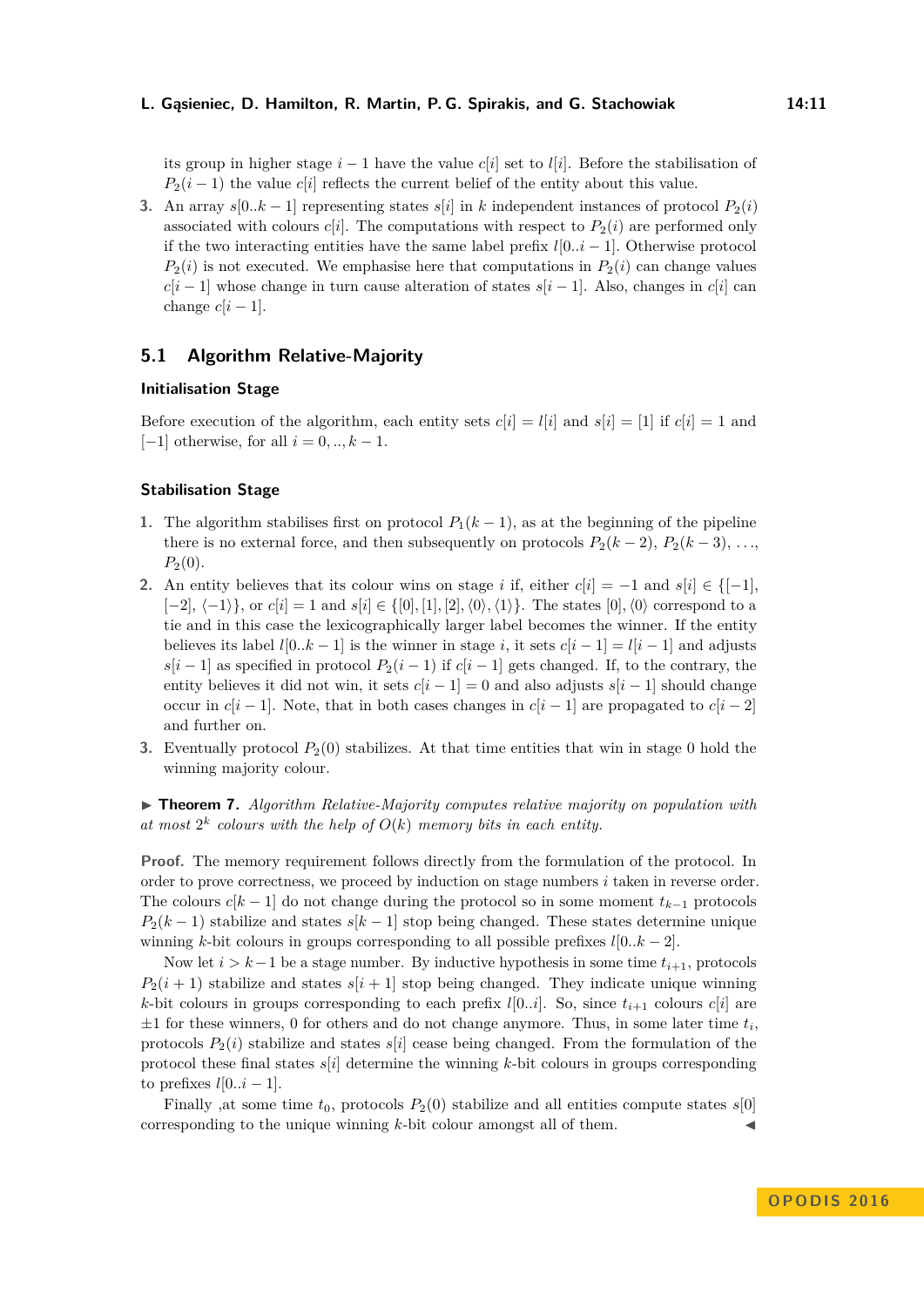its group in higher stage $i-1$ have the value $c[i]$ set to $l[i]$. Before the stabilisation of $P_2(i-1)$ the value $c[i]$ reflects the current belief of the entity about this value.

3. An array $s[0..k-1]$ representing states $s[i]$ in $k$ independent instances of protocol $P_2(i)$ associated with colours $c[i]$. The computations with respect to $P_2(i)$ are performed only if the two interacting entities have the same label prefix $l[0..i-1]$. Otherwise protocol $P_2(i)$ is not executed. We emphasise here that computations in $P_2(i)$ can change values $c[i-1]$ whose change in turn cause alteration of states $s[i-1]$. Also, changes in $c[i]$ can change $c[i-1]$.

## 5.1 Algorithm Relative-Majority

### Initialisation Stage

Before execution of the algorithm, each entity sets $c[i] = l[i]$ and $s[i] = [1]$ if $c[i] = 1$ and $[-1]$ otherwise, for all $i = 0, .., k-1$.

### Stabilisation Stage

1. The algorithm stabilises first on protocol $P_1(k-1)$, as at the beginning of the pipeline there is no external force, and then subsequently on protocols $P_2(k-2)$, $P_2(k-3)$, …, $P_2(0)$.
2. An entity believes that its colour wins on stage $i$ if, either $c[i] = -1$ and $s[i] \in \{[-1], [-2], \langle -1 \rangle\}$, or $c[i] = 1$ and $s[i] \in \{[0], [1], [2], \langle 0 \rangle, \langle 1 \rangle\}$. The states $[0], \langle 0 \rangle$ correspond to a tie and in this case the lexicographically larger label becomes the winner. If the entity believes its label $l[0..k-1]$ is the winner in stage $i$, it sets $c[i-1] = l[i-1]$ and adjusts $s[i-1]$ as specified in protocol $P_2(i-1)$ if $c[i-1]$ gets changed. If, to the contrary, the entity believes it did not win, it sets $c[i-1] = 0$ and also adjusts $s[i-1]$ should change occur in $c[i-1]$. Note, that in both cases changes in $c[i-1]$ are propagated to $c[i-2]$ and further on.
3. Eventually protocol $P_2(0)$ stabilizes. At that time entities that win in stage 0 hold the winning majority colour.

▶ **Theorem 7.** *Algorithm Relative-Majority computes relative majority on population with at most $2^k$ colours with the help of $O(k)$ memory bits in each entity.*

**Proof.** The memory requirement follows directly from the formulation of the protocol. In order to prove correctness, we proceed by induction on stage numbers $i$ taken in reverse order. The colours $c[k-1]$ do not change during the protocol so in some moment $t_{k-1}$ protocols $P_2(k-1)$ stabilize and states $s[k-1]$ stop being changed. These states determine unique winning $k$-bit colours in groups corresponding to all possible prefixes $l[0..k-2]$.

Now let $i > k-1$ be a stage number. By inductive hypothesis in some time $t_{i+1}$, protocols $P_2(i+1)$ stabilize and states $s[i+1]$ stop being changed. They indicate unique winning $k$-bit colours in groups corresponding to each prefix $l[0..i]$. So, since $t_{i+1}$ colours $c[i]$ are $\pm 1$ for these winners, 0 for others and do not change anymore. Thus, in some later time $t_i$, protocols $P_2(i)$ stabilize and states $s[i]$ cease being changed. From the formulation of the protocol these final states $s[i]$ determine the winning $k$-bit colours in groups corresponding to prefixes $l[0..i-1]$.

Finally ,at some time $t_0$, protocols $P_2(0)$ stabilize and all entities compute states $s[0]$ corresponding to the unique winning $k$-bit colour amongst all of them. ◀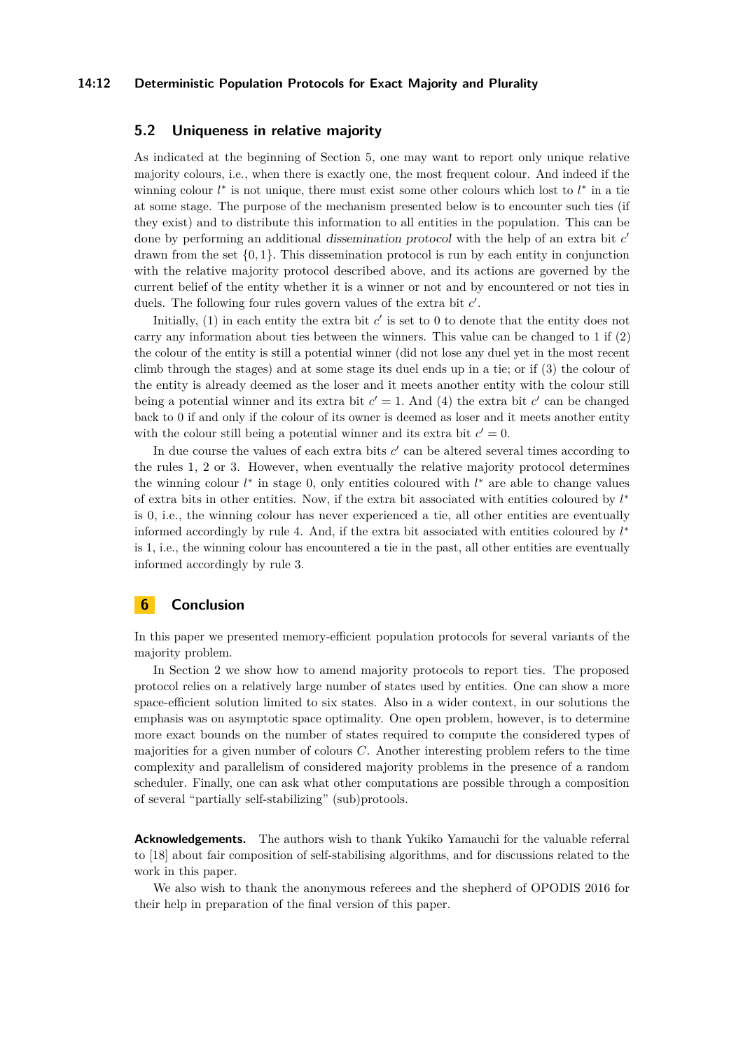## 5.2 Uniqueness in relative majority

As indicated at the beginning of Section 5, one may want to report only unique relative majority colours, i.e., when there is exactly one, the most frequent colour. And indeed if the winning colour $l^*$ is not unique, there must exist some other colours which lost to $l^*$ in a tie at some stage. The purpose of the mechanism presented below is to encounter such ties (if they exist) and to distribute this information to all entities in the population. This can be done by performing an additional *dissemination protocol* with the help of an extra bit $c'$ drawn from the set $\{0, 1\}$. This dissemination protocol is run by each entity in conjunction with the relative majority protocol described above, and its actions are governed by the current belief of the entity whether it is a winner or not and by encountered or not ties in duels. The following four rules govern values of the extra bit $c'$.

Initially, (1) in each entity the extra bit $c'$ is set to 0 to denote that the entity does not carry any information about ties between the winners. This value can be changed to 1 if (2) the colour of the entity is still a potential winner (did not lose any duel yet in the most recent climb through the stages) and at some stage its duel ends up in a tie; or if (3) the colour of the entity is already deemed as the loser and it meets another entity with the colour still being a potential winner and its extra bit $c' = 1$. And (4) the extra bit $c'$ can be changed back to 0 if and only if the colour of its owner is deemed as loser and it meets another entity with the colour still being a potential winner and its extra bit $c' = 0$.

In due course the values of each extra bits $c'$ can be altered several times according to the rules 1, 2 or 3. However, when eventually the relative majority protocol determines the winning colour $l^*$ in stage 0, only entities coloured with $l^*$ are able to change values of extra bits in other entities. Now, if the extra bit associated with entities coloured by $l^*$ is 0, i.e., the winning colour has never experienced a tie, all other entities are eventually informed accordingly by rule 4. And, if the extra bit associated with entities coloured by $l^*$ is 1, i.e., the winning colour has encountered a tie in the past, all other entities are eventually informed accordingly by rule 3.

# 6 Conclusion

In this paper we presented memory-efficient population protocols for several variants of the majority problem.

In Section 2 we show how to amend majority protocols to report ties. The proposed protocol relies on a relatively large number of states used by entities. One can show a more space-efficient solution limited to six states. Also in a wider context, in our solutions the emphasis was on asymptotic space optimality. One open problem, however, is to determine more exact bounds on the number of states required to compute the considered types of majorities for a given number of colours $C$. Another interesting problem refers to the time complexity and parallelism of considered majority problems in the presence of a random scheduler. Finally, one can ask what other computations are possible through a composition of several "partially self-stabilizing" (sub)protocols.

**Acknowledgements.** The authors wish to thank Yukiko Yamauchi for the valuable referral to [18] about fair composition of self-stabilising algorithms, and for discussions related to the work in this paper.

We also wish to thank the anonymous referees and the shepherd of OPODIS 2016 for their help in preparation of the final version of this paper.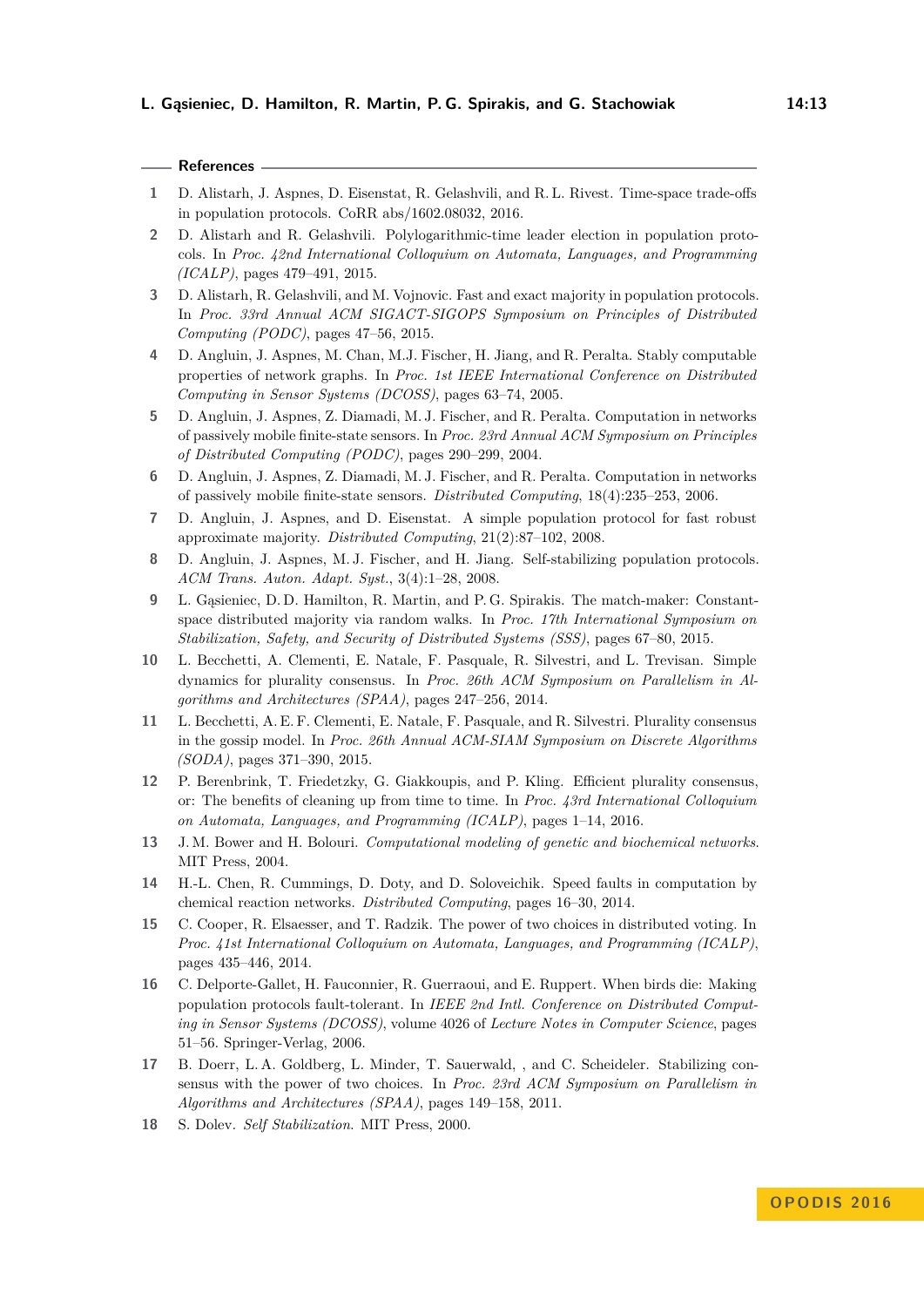## References

1. D. Alistarh, J. Aspnes, D. Eisenstat, R. Gelashvili, and R. L. Rivest. Time-space trade-offs in population protocols. CoRR abs/1602.08032, 2016.
2. D. Alistarh and R. Gelashvili. Polylogarithmic-time leader election in population protocols. In *Proc. 42nd International Colloquium on Automata, Languages, and Programming (ICALP)*, pages 479–491, 2015.
3. D. Alistarh, R. Gelashvili, and M. Vojnovic. Fast and exact majority in population protocols. In *Proc. 33rd Annual ACM SIGACT-SIGOPS Symposium on Principles of Distributed Computing (PODC)*, pages 47–56, 2015.
4. D. Angluin, J. Aspnes, M. Chan, M.J. Fischer, H. Jiang, and R. Peralta. Stably computable properties of network graphs. In *Proc. 1st IEEE International Conference on Distributed Computing in Sensor Systems (DCOSS)*, pages 63–74, 2005.
5. D. Angluin, J. Aspnes, Z. Diamadi, M. J. Fischer, and R. Peralta. Computation in networks of passively mobile finite-state sensors. In *Proc. 23rd Annual ACM Symposium on Principles of Distributed Computing (PODC)*, pages 290–299, 2004.
6. D. Angluin, J. Aspnes, Z. Diamadi, M. J. Fischer, and R. Peralta. Computation in networks of passively mobile finite-state sensors. *Distributed Computing*, 18(4):235–253, 2006.
7. D. Angluin, J. Aspnes, and D. Eisenstat. A simple population protocol for fast robust approximate majority. *Distributed Computing*, 21(2):87–102, 2008.
8. D. Angluin, J. Aspnes, M. J. Fischer, and H. Jiang. Self-stabilizing population protocols. *ACM Trans. Auton. Adapt. Syst.*, 3(4):1–28, 2008.
9. L. Gąsieniec, D. D. Hamilton, R. Martin, and P. G. Spirakis. The match-maker: Constant-space distributed majority via random walks. In *Proc. 17th International Symposium on Stabilization, Safety, and Security of Distributed Systems (SSS)*, pages 67–80, 2015.
10. L. Becchetti, A. Clementi, E. Natale, F. Pasquale, R. Silvestri, and L. Trevisan. Simple dynamics for plurality consensus. In *Proc. 26th ACM Symposium on Parallelism in Algorithms and Architectures (SPAA)*, pages 247–256, 2014.
11. L. Becchetti, A. E. F. Clementi, E. Natale, F. Pasquale, and R. Silvestri. Plurality consensus in the gossip model. In *Proc. 26th Annual ACM-SIAM Symposium on Discrete Algorithms (SODA)*, pages 371–390, 2015.
12. P. Berenbrink, T. Friedetzky, G. Giakkoupis, and P. Kling. Efficient plurality consensus, or: The benefits of cleaning up from time to time. In *Proc. 43rd International Colloquium on Automata, Languages, and Programming (ICALP)*, pages 1–14, 2016.
13. J. M. Bower and H. Bolouri. *Computational modeling of genetic and biochemical networks*. MIT Press, 2004.
14. H.-L. Chen, R. Cummings, D. Doty, and D. Soloveichik. Speed faults in computation by chemical reaction networks. *Distributed Computing*, pages 16–30, 2014.
15. C. Cooper, R. Elsaesser, and T. Radzik. The power of two choices in distributed voting. In *Proc. 41st International Colloquium on Automata, Languages, and Programming (ICALP)*, pages 435–446, 2014.
16. C. Delporte-Gallet, H. Fauconnier, R. Guerraoui, and E. Ruppert. When birds die: Making population protocols fault-tolerant. In *IEEE 2nd Intl. Conference on Distributed Computing in Sensor Systems (DCOSS)*, volume 4026 of *Lecture Notes in Computer Science*, pages 51–56. Springer-Verlag, 2006.
17. B. Doerr, L. A. Goldberg, L. Minder, T. Sauerwald, , and C. Scheideler. Stabilizing consensus with the power of two choices. In *Proc. 23rd ACM Symposium on Parallelism in Algorithms and Architectures (SPAA)*, pages 149–158, 2011.
18. S. Dolev. *Self Stabilization*. MIT Press, 2000.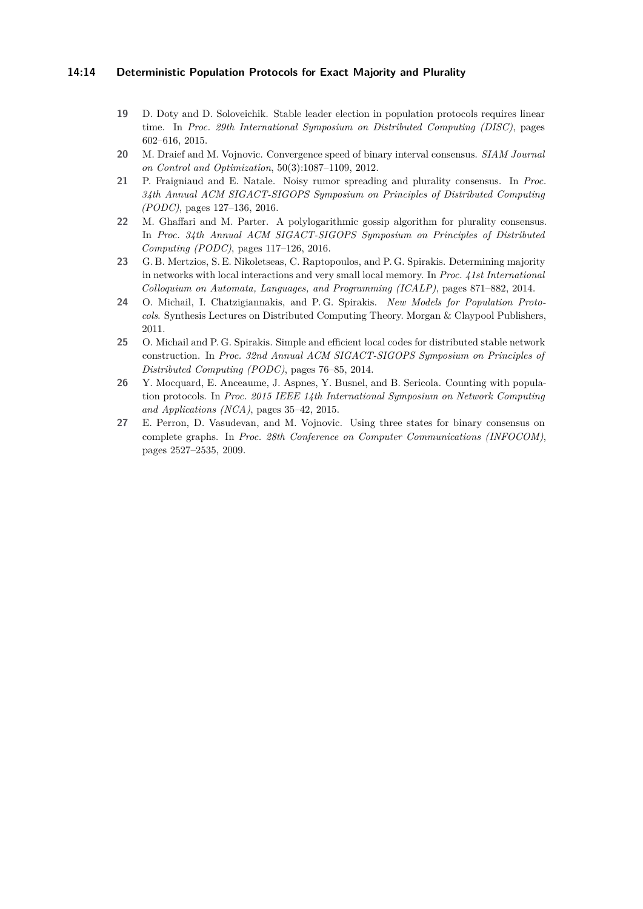19 D. Doty and D. Soloveichik. Stable leader election in population protocols requires linear time. In *Proc. 29th International Symposium on Distributed Computing (DISC)*, pages 602–616, 2015.

20 M. Draief and M. Vojnovic. Convergence speed of binary interval consensus. *SIAM Journal on Control and Optimization*, 50(3):1087–1109, 2012.

21 P. Fraigniaud and E. Natale. Noisy rumor spreading and plurality consensus. In *Proc. 34th Annual ACM SIGACT-SIGOPS Symposium on Principles of Distributed Computing (PODC)*, pages 127–136, 2016.

22 M. Ghaffari and M. Parter. A polylogarithmic gossip algorithm for plurality consensus. In *Proc. 34th Annual ACM SIGACT-SIGOPS Symposium on Principles of Distributed Computing (PODC)*, pages 117–126, 2016.

23 G. B. Mertzios, S. E. Nikoletseas, C. Raptopoulos, and P. G. Spirakis. Determining majority in networks with local interactions and very small local memory. In *Proc. 41st International Colloquium on Automata, Languages, and Programming (ICALP)*, pages 871–882, 2014.

24 O. Michail, I. Chatzigiannakis, and P. G. Spirakis. *New Models for Population Protocols*. Synthesis Lectures on Distributed Computing Theory. Morgan & Claypool Publishers, 2011.

25 O. Michail and P. G. Spirakis. Simple and efficient local codes for distributed stable network construction. In *Proc. 32nd Annual ACM SIGACT-SIGOPS Symposium on Principles of Distributed Computing (PODC)*, pages 76–85, 2014.

26 Y. Mocquard, E. Anceaume, J. Aspnes, Y. Busnel, and B. Sericola. Counting with population protocols. In *Proc. 2015 IEEE 14th International Symposium on Network Computing and Applications (NCA)*, pages 35–42, 2015.

27 E. Perron, D. Vasudevan, and M. Vojnovic. Using three states for binary consensus on complete graphs. In *Proc. 28th Conference on Computer Communications (INFOCOM)*, pages 2527–2535, 2009.